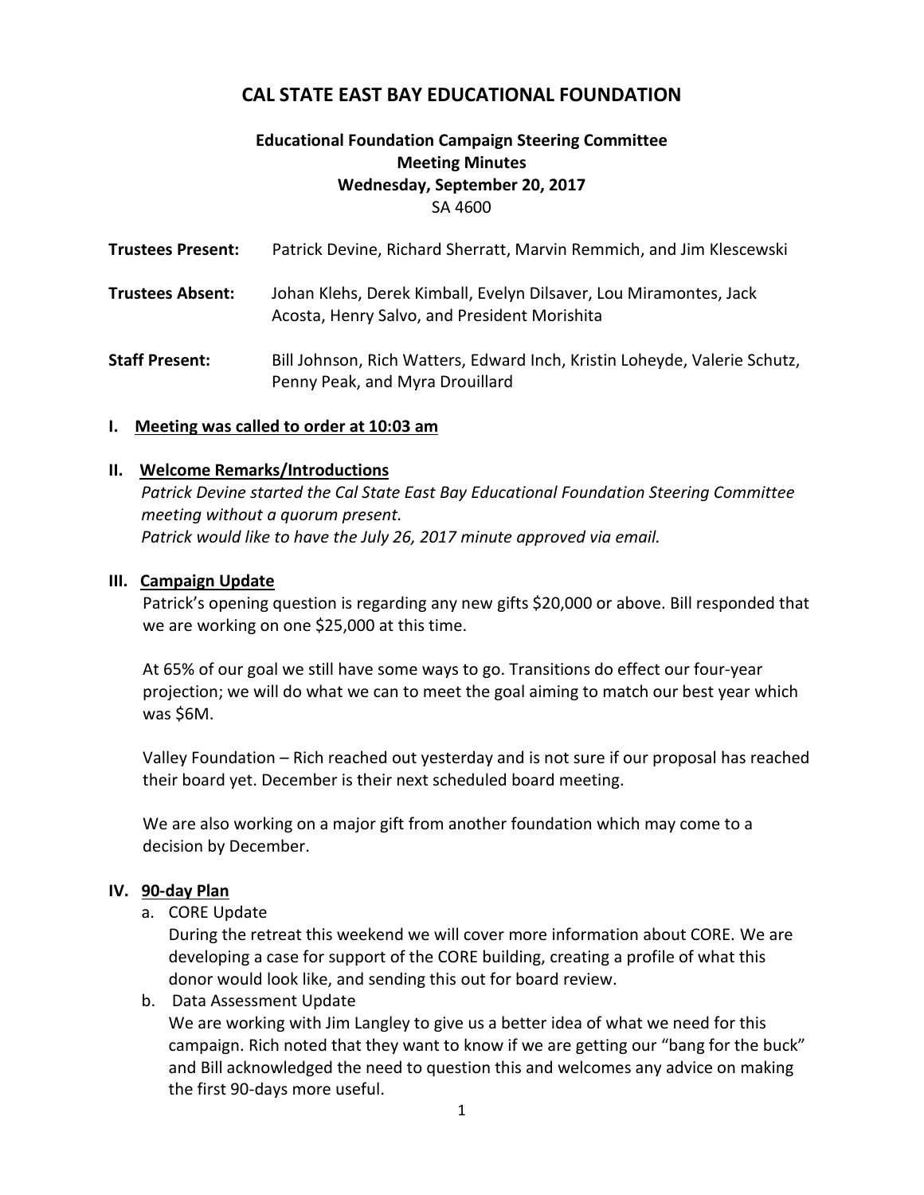# CAL STATE EAST BAY EDUCATIONAL FOUNDATION

**Educational Foundation Campaign Steering Committee**
**Meeting Minutes**
**Wednesday, September 20, 2017**
SA 4600

**Trustees Present:** Patrick Devine, Richard Sherratt, Marvin Remmich, and Jim Klescewski

**Trustees Absent:** Johan Klehs, Derek Kimball, Evelyn Dilsaver, Lou Miramontes, Jack Acosta, Henry Salvo, and President Morishita

**Staff Present:** Bill Johnson, Rich Watters, Edward Inch, Kristin Loheyde, Valerie Schutz, Penny Peak, and Myra Drouillard

## I. Meeting was called to order at 10:03 am

## II. Welcome Remarks/Introductions

*Patrick Devine started the Cal State East Bay Educational Foundation Steering Committee meeting without a quorum present.*
*Patrick would like to have the July 26, 2017 minute approved via email.*

## III. Campaign Update

Patrick's opening question is regarding any new gifts $20,000 or above. Bill responded that we are working on one $25,000 at this time.

At 65% of our goal we still have some ways to go. Transitions do effect our four-year projection; we will do what we can to meet the goal aiming to match our best year which was $6M.

Valley Foundation – Rich reached out yesterday and is not sure if our proposal has reached their board yet. December is their next scheduled board meeting.

We are also working on a major gift from another foundation which may come to a decision by December.

## IV. 90-day Plan

a. CORE Update
During the retreat this weekend we will cover more information about CORE. We are developing a case for support of the CORE building, creating a profile of what this donor would look like, and sending this out for board review.

b. Data Assessment Update
We are working with Jim Langley to give us a better idea of what we need for this campaign. Rich noted that they want to know if we are getting our "bang for the buck" and Bill acknowledged the need to question this and welcomes any advice on making the first 90-days more useful.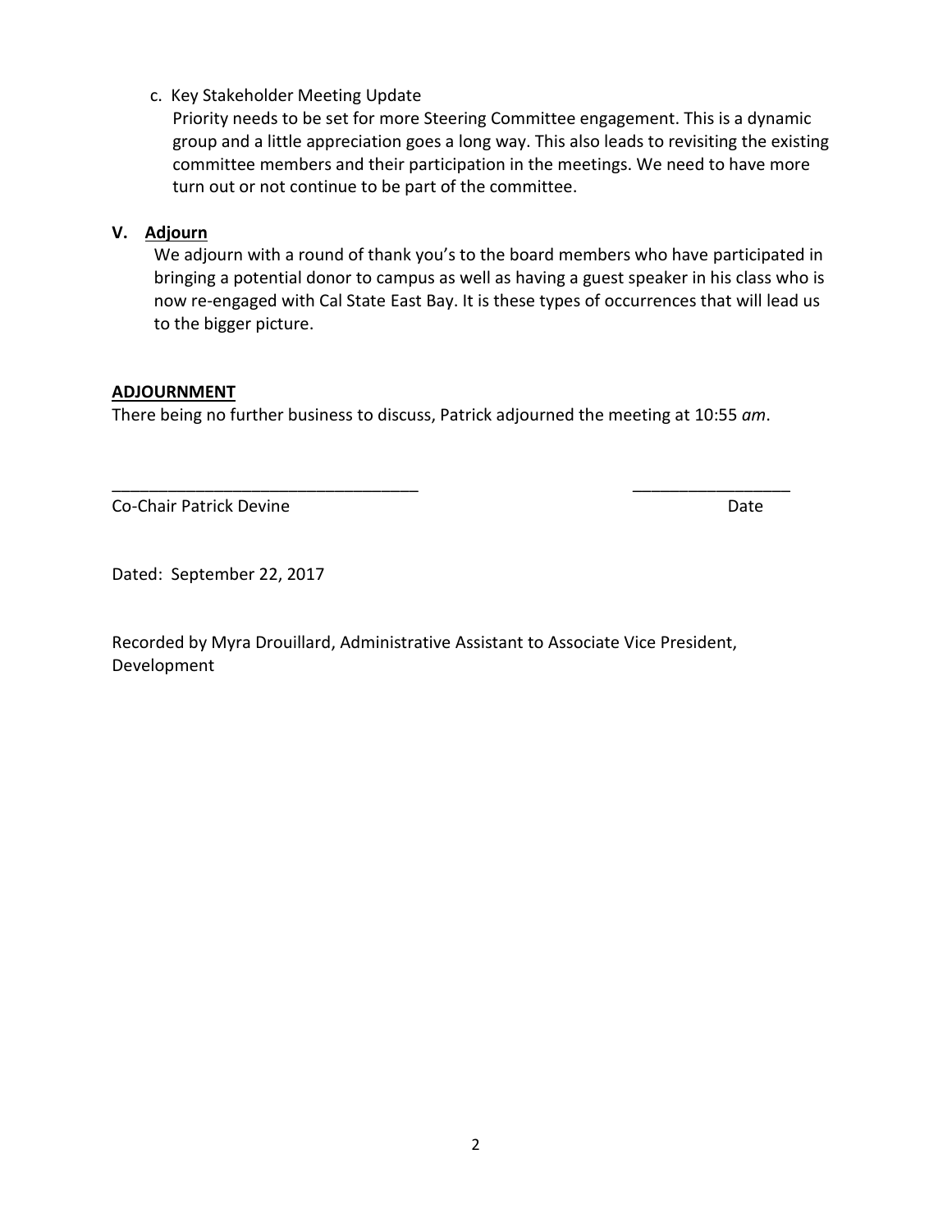c. Key Stakeholder Meeting Update

Priority needs to be set for more Steering Committee engagement. This is a dynamic group and a little appreciation goes a long way. This also leads to revisiting the existing committee members and their participation in the meetings. We need to have more turn out or not continue to be part of the committee.

## V. Adjourn

We adjourn with a round of thank you's to the board members who have participated in bringing a potential donor to campus as well as having a guest speaker in his class who is now re-engaged with Cal State East Bay. It is these types of occurrences that will lead us to the bigger picture.

**ADJOURNMENT**

There being no further business to discuss, Patrick adjourned the meeting at 10:55 *am*.

\_\_\_\_\_\_\_\_\_\_\_\_\_\_\_\_\_\_\_\_\_\_\_\_\_\_\_\_\_\_\_\_\_\_ \_\_\_\_\_\_\_\_\_\_\_\_\_\_\_\_\_

Co-Chair Patrick Devine Date

Dated: September 22, 2017

Recorded by Myra Drouillard, Administrative Assistant to Associate Vice President, Development